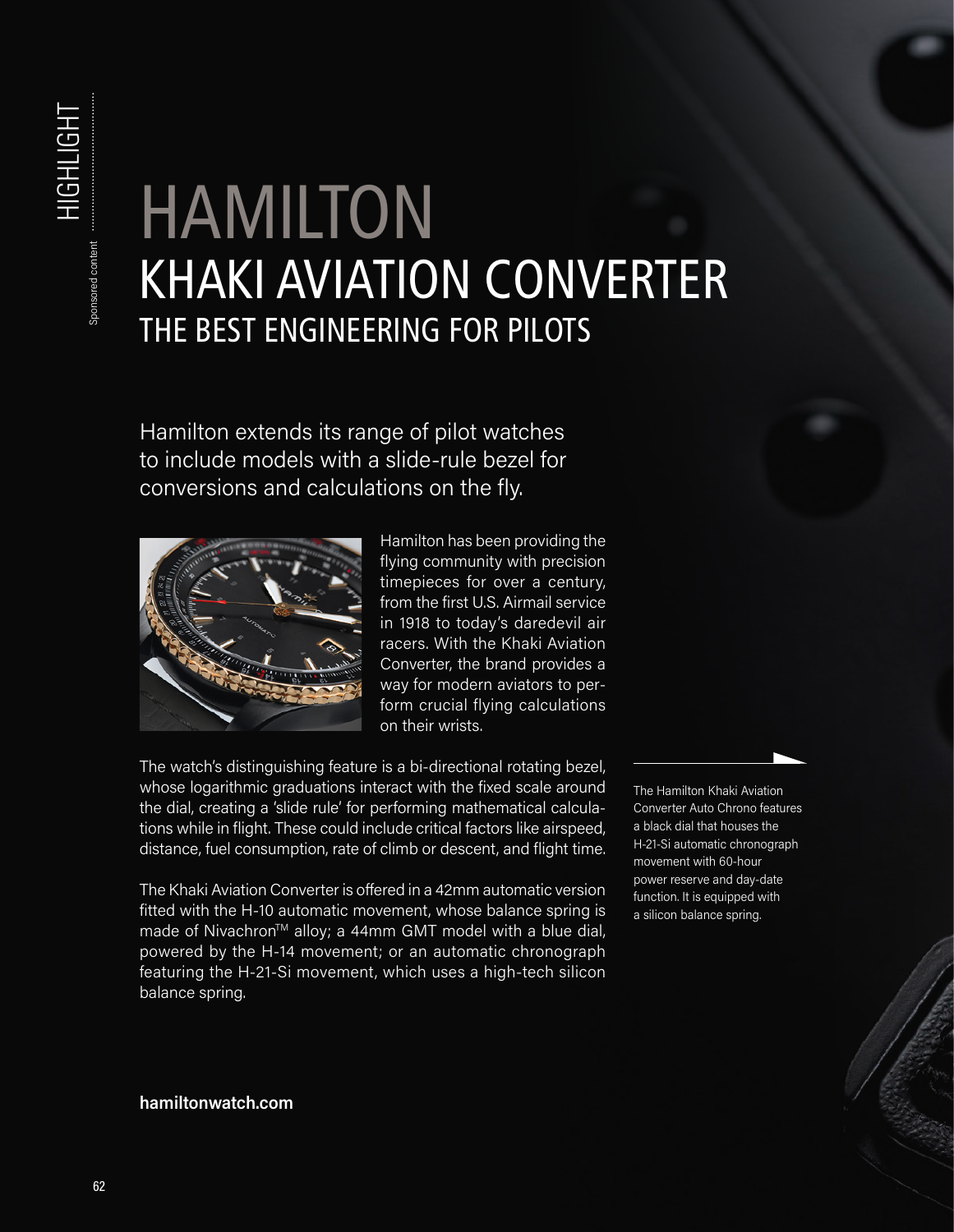HIGHLIGHT

Sponsored content

# HAMILTON

## KHAKI AVIATION CONVERTER

### THE BEST ENGINEERING FOR PILOTS

Hamilton extends its range of pilot watches to include models with a slide-rule bezel for conversions and calculations on the fly.

Hamilton has been providing the flying community with precision timepieces for over a century, from the first U.S. Airmail service in 1918 to today's daredevil air racers. With the Khaki Aviation Converter, the brand provides a way for modern aviators to perform crucial flying calculations on their wrists.

The watch's distinguishing feature is a bi-directional rotating bezel, whose logarithmic graduations interact with the fixed scale around the dial, creating a 'slide rule' for performing mathematical calculations while in flight. These could include critical factors like airspeed, distance, fuel consumption, rate of climb or descent, and flight time.

The Khaki Aviation Converter is offered in a 42mm automatic version fitted with the H-10 automatic movement, whose balance spring is made of Nivachron™ alloy; a 44mm GMT model with a blue dial, powered by the H-14 movement; or an automatic chronograph featuring the H-21-Si movement, which uses a high-tech silicon balance spring.

The Hamilton Khaki Aviation Converter Auto Chrono features a black dial that houses the H-21-Si automatic chronograph movement with 60-hour power reserve and day-date function. It is equipped with a silicon balance spring.

**hamiltonwatch.com**